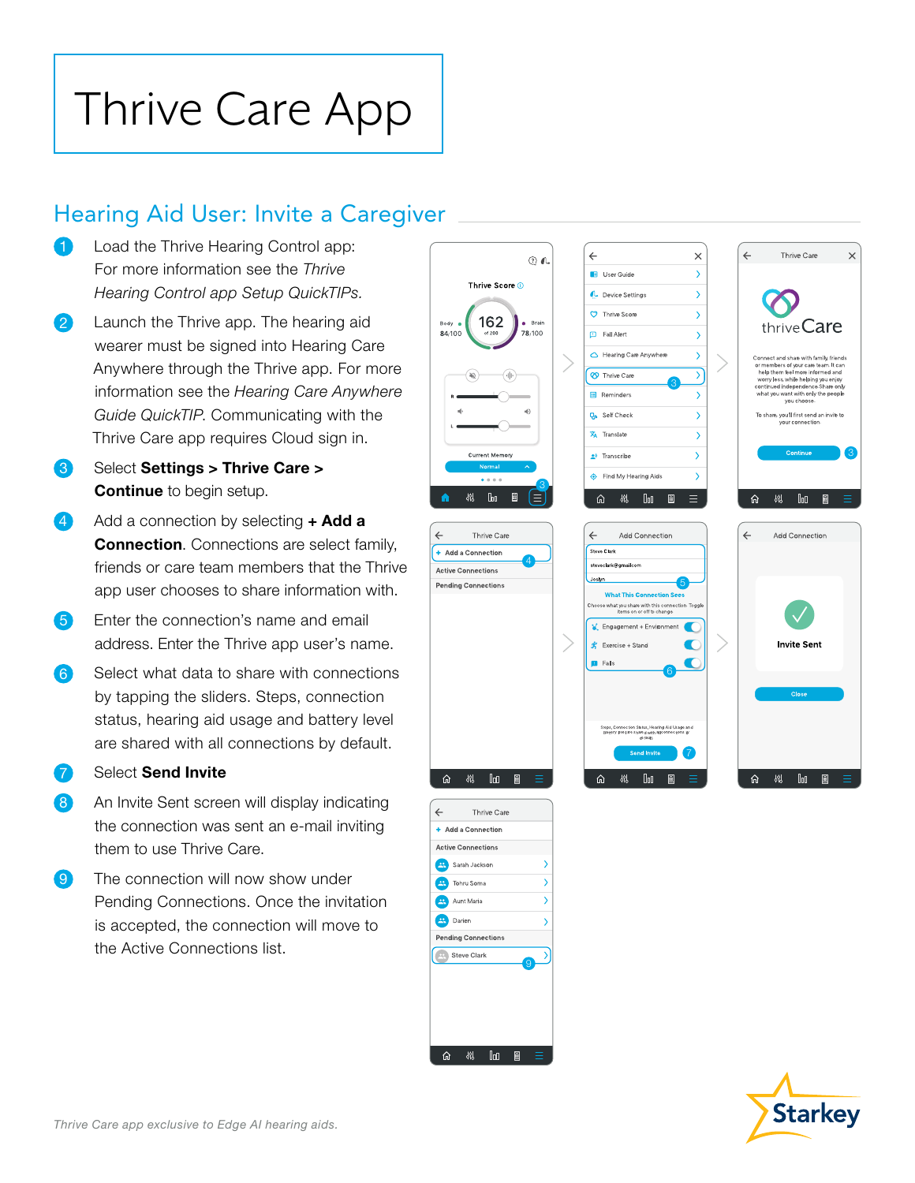# Thrive Care App

## Hearing Aid User: Invite a Caregiver

1. Load the Thrive Hearing Control app: For more information see the *Thrive Hearing Control app Setup QuickTIPs.*
2. Launch the Thrive app. The hearing aid wearer must be signed into Hearing Care Anywhere through the Thrive app. For more information see the *Hearing Care Anywhere Guide QuickTIP*. Communicating with the Thrive Care app requires Cloud sign in.
3. Select **Settings > Thrive Care > Continue** to begin setup.
4. Add a connection by selecting **+ Add a Connection**. Connections are select family, friends or care team members that the Thrive app user chooses to share information with.
5. Enter the connection's name and email address. Enter the Thrive app user's name.
6. Select what data to share with connections by tapping the sliders. Steps, connection status, hearing aid usage and battery level are shared with all connections by default.
7. Select **Send Invite**
8. An Invite Sent screen will display indicating the connection was sent an e-mail inviting them to use Thrive Care.
9. The connection will now show under Pending Connections. Once the invitation is accepted, the connection will move to the Active Connections list.

*Thrive Care app exclusive to Edge AI hearing aids.*

Starkey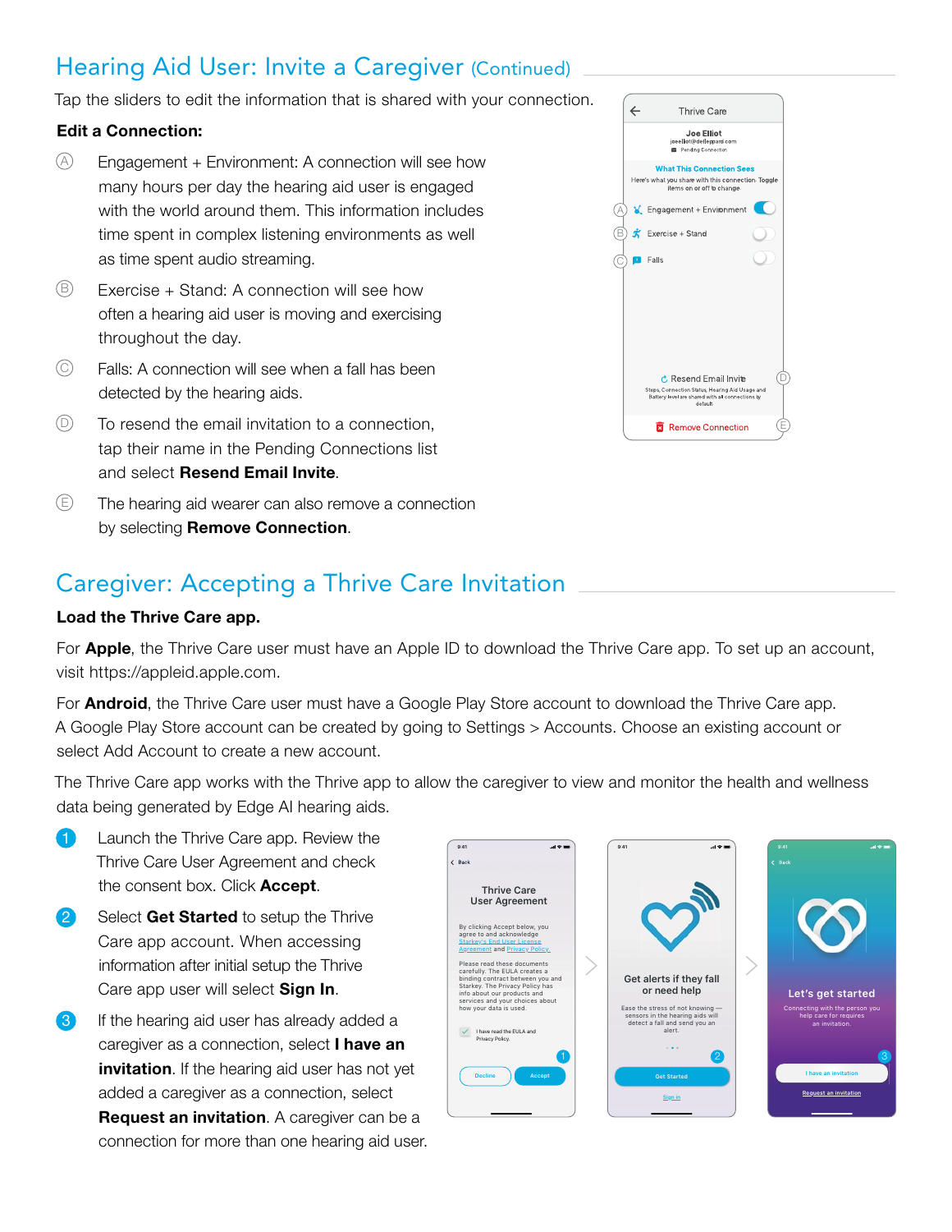## Hearing Aid User: Invite a Caregiver (Continued)

Tap the sliders to edit the information that is shared with your connection.

**Edit a Connection:**

- (A) Engagement + Environment: A connection will see how many hours per day the hearing aid user is engaged with the world around them. This information includes time spent in complex listening environments as well as time spent audio streaming.
- (B) Exercise + Stand: A connection will see how often a hearing aid user is moving and exercising throughout the day.
- (C) Falls: A connection will see when a fall has been detected by the hearing aids.
- (D) To resend the email invitation to a connection, tap their name in the Pending Connections list and select **Resend Email Invite**.
- (E) The hearing aid wearer can also remove a connection by selecting **Remove Connection**.

## Caregiver: Accepting a Thrive Care Invitation

**Load the Thrive Care app.**

For **Apple**, the Thrive Care user must have an Apple ID to download the Thrive Care app. To set up an account, visit https://appleid.apple.com.

For **Android**, the Thrive Care user must have a Google Play Store account to download the Thrive Care app. A Google Play Store account can be created by going to Settings > Accounts. Choose an existing account or select Add Account to create a new account.

The Thrive Care app works with the Thrive app to allow the caregiver to view and monitor the health and wellness data being generated by Edge AI hearing aids.

1. Launch the Thrive Care app. Review the Thrive Care User Agreement and check the consent box. Click **Accept**.
2. Select **Get Started** to setup the Thrive Care app account. When accessing information after initial setup the Thrive Care app user will select **Sign In**.
3. If the hearing aid user has already added a caregiver as a connection, select **I have an invitation**. If the hearing aid user has not yet added a caregiver as a connection, select **Request an invitation**. A caregiver can be a connection for more than one hearing aid user.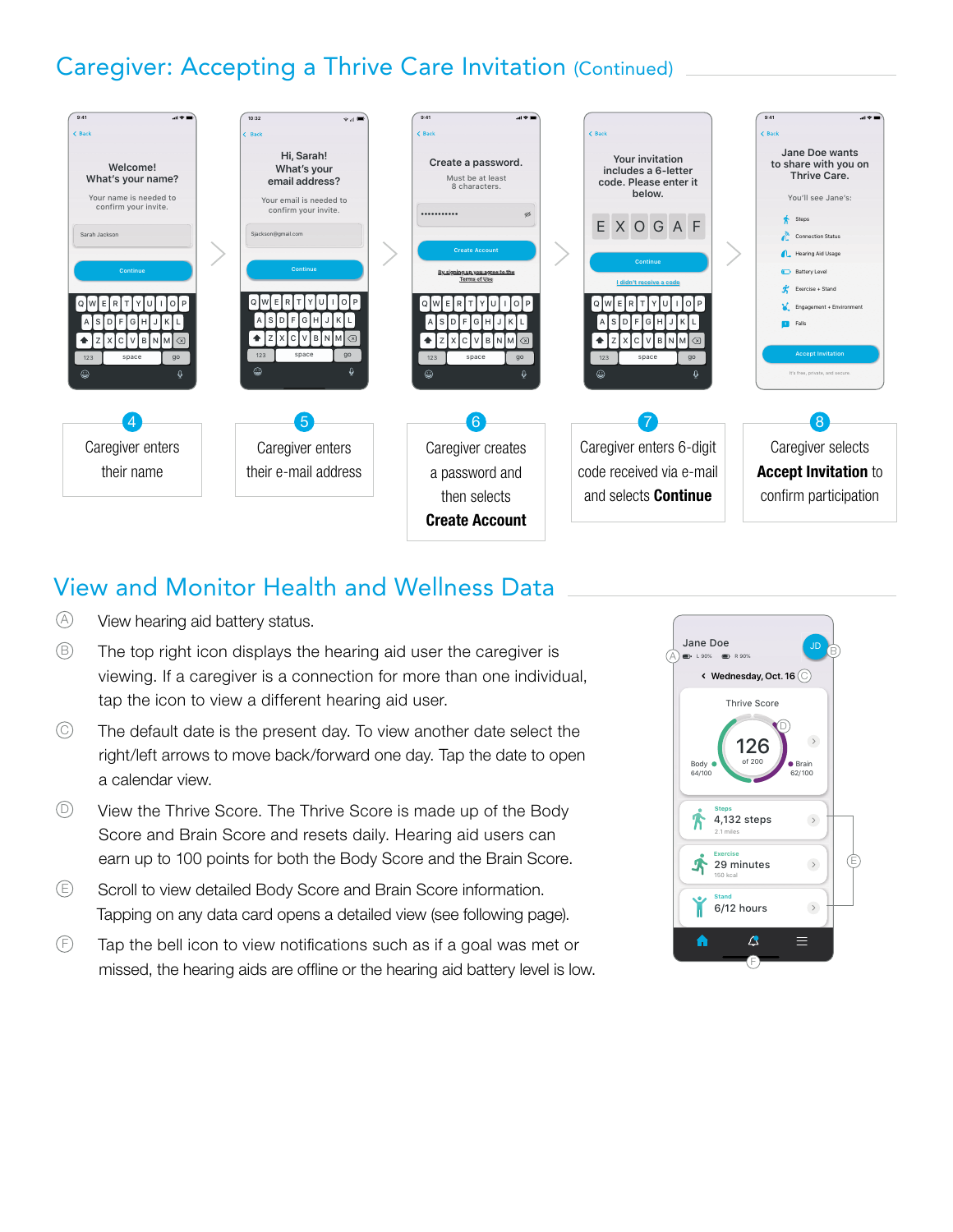## Caregiver: Accepting a Thrive Care Invitation (Continued)

4. Caregiver enters their name

5. Caregiver enters their e-mail address

6. Caregiver creates a password and then selects **Create Account**

7. Caregiver enters 6-digit code received via e-mail and selects **Continue**

8. Caregiver selects **Accept Invitation** to confirm participation

## View and Monitor Health and Wellness Data

Ⓐ View hearing aid battery status.

Ⓑ The top right icon displays the hearing aid user the caregiver is viewing. If a caregiver is a connection for more than one individual, tap the icon to view a different hearing aid user.

Ⓒ The default date is the present day. To view another date select the right/left arrows to move back/forward one day. Tap the date to open a calendar view.

Ⓓ View the Thrive Score. The Thrive Score is made up of the Body Score and Brain Score and resets daily. Hearing aid users can earn up to 100 points for both the Body Score and the Brain Score.

Ⓔ Scroll to view detailed Body Score and Brain Score information. Tapping on any data card opens a detailed view (see following page).

Ⓕ Tap the bell icon to view notifications such as if a goal was met or missed, the hearing aids are offline or the hearing aid battery level is low.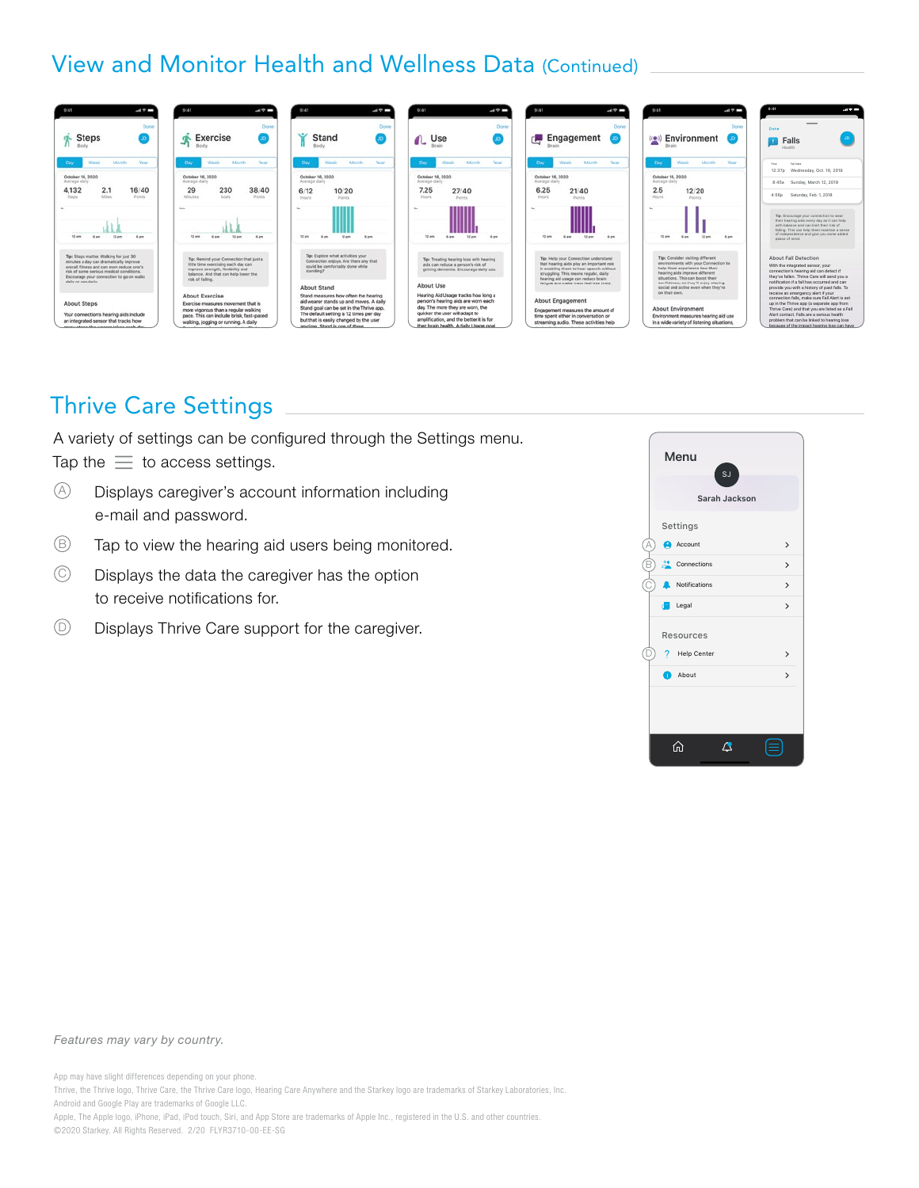## View and Monitor Health and Wellness Data (Continued)

## Thrive Care Settings

A variety of settings can be configured through the Settings menu. Tap the ☰ to access settings.

Ⓐ Displays caregiver's account information including e-mail and password.

Ⓑ Tap to view the hearing aid users being monitored.

Ⓒ Displays the data the caregiver has the option to receive notifications for.

Ⓓ Displays Thrive Care support for the caregiver.

*Features may vary by country.*

App may have slight differences depending on your phone.
Thrive, the Thrive logo, Thrive Care, the Thrive Care logo, Hearing Care Anywhere and the Starkey logo are trademarks of Starkey Laboratories, Inc.
Android and Google Play are trademarks of Google LLC.
Apple, The Apple logo, iPhone, iPad, iPod touch, Siri, and App Store are trademarks of Apple Inc., registered in the U.S. and other countries.
©2020 Starkey. All Rights Reserved. 2/20 FLYR3710-00-EE-SG